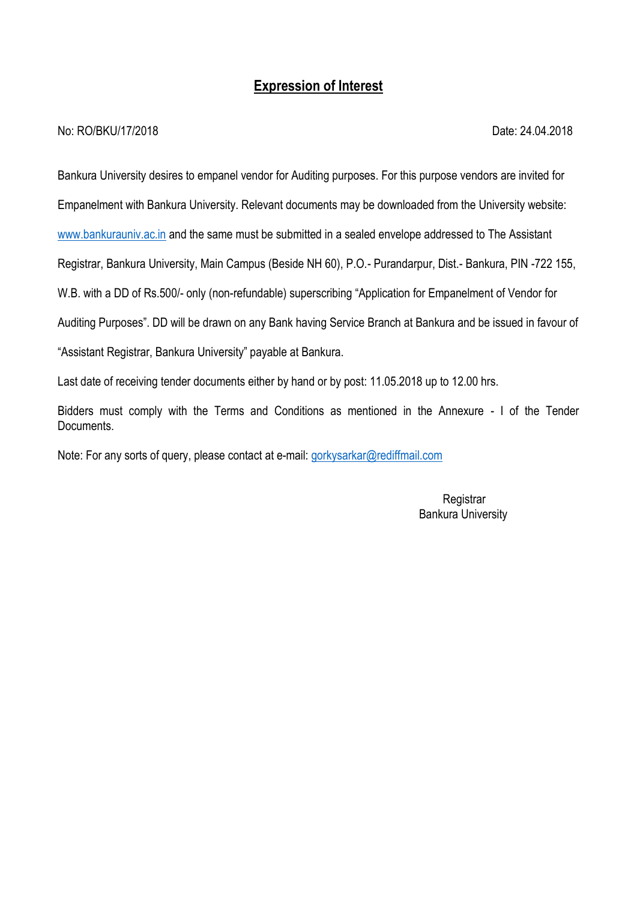# **Expression of Interest**

No: RO/BKU/17/2018 Date: 24.04.2018

Bankura University desires to empanel vendor for Auditing purposes. For this purpose vendors are invited for Empanelment with Bankura University. Relevant documents may be downloaded from the University website: www.bankurauniv.ac.in and the same must be submitted in a sealed envelope addressed to The Assistant Registrar, Bankura University, Main Campus (Beside NH 60), P.O.- Purandarpur, Dist.- Bankura, PIN -722 155, W.B. with a DD of Rs.500/- only (non-refundable) superscribing "Application for Empanelment of Vendor for Auditing Purposes". DD will be drawn on any Bank having Service Branch at Bankura and be issued in favour of "Assistant Registrar, Bankura University" payable at Bankura.

Last date of receiving tender documents either by hand or by post: 11.05.2018 up to 12.00 hrs.

Bidders must comply with the Terms and Conditions as mentioned in the Annexure - I of the Tender Documents.

Note: For any sorts of query, please contact at e-mail: gorkysarkar@rediffmail.com

Registrar
Bankura University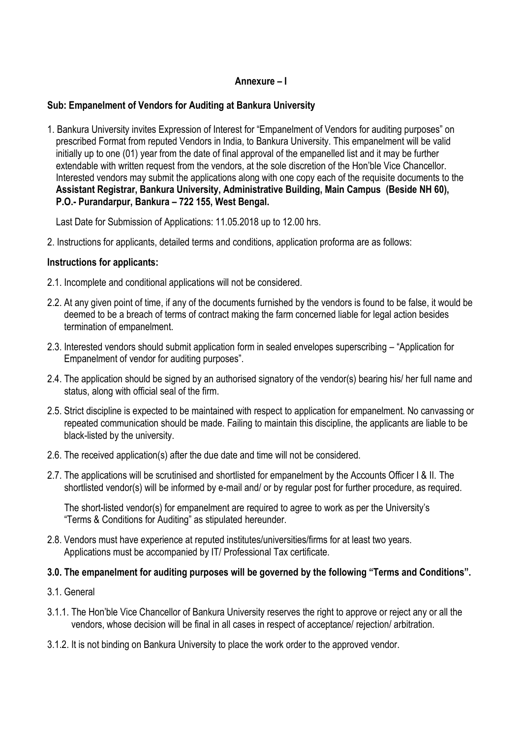**Annexure – I**

**Sub: Empanelment of Vendors for Auditing at Bankura University**

1. Bankura University invites Expression of Interest for "Empanelment of Vendors for auditing purposes" on prescribed Format from reputed Vendors in India, to Bankura University. This empanelment will be valid initially up to one (01) year from the date of final approval of the empanelled list and it may be further extendable with written request from the vendors, at the sole discretion of the Hon'ble Vice Chancellor. Interested vendors may submit the applications along with one copy each of the requisite documents to the **Assistant Registrar, Bankura University, Administrative Building, Main Campus (Beside NH 60), P.O.- Purandarpur, Bankura – 722 155, West Bengal.**

   Last Date for Submission of Applications: 11.05.2018 up to 12.00 hrs.

2. Instructions for applicants, detailed terms and conditions, application proforma are as follows:

**Instructions for applicants:**

2.1. Incomplete and conditional applications will not be considered.

2.2. At any given point of time, if any of the documents furnished by the vendors is found to be false, it would be deemed to be a breach of terms of contract making the farm concerned liable for legal action besides termination of empanelment.

2.3. Interested vendors should submit application form in sealed envelopes superscribing – "Application for Empanelment of vendor for auditing purposes".

2.4. The application should be signed by an authorised signatory of the vendor(s) bearing his/ her full name and status, along with official seal of the firm.

2.5. Strict discipline is expected to be maintained with respect to application for empanelment. No canvassing or repeated communication should be made. Failing to maintain this discipline, the applicants are liable to be black-listed by the university.

2.6. The received application(s) after the due date and time will not be considered.

2.7. The applications will be scrutinised and shortlisted for empanelment by the Accounts Officer I & II. The shortlisted vendor(s) will be informed by e-mail and/ or by regular post for further procedure, as required.

   The short-listed vendor(s) for empanelment are required to agree to work as per the University's "Terms & Conditions for Auditing" as stipulated hereunder.

2.8. Vendors must have experience at reputed institutes/universities/firms for at least two years. Applications must be accompanied by IT/ Professional Tax certificate.

**3.0. The empanelment for auditing purposes will be governed by the following "Terms and Conditions".**

3.1. General

3.1.1. The Hon'ble Vice Chancellor of Bankura University reserves the right to approve or reject any or all the vendors, whose decision will be final in all cases in respect of acceptance/ rejection/ arbitration.

3.1.2. It is not binding on Bankura University to place the work order to the approved vendor.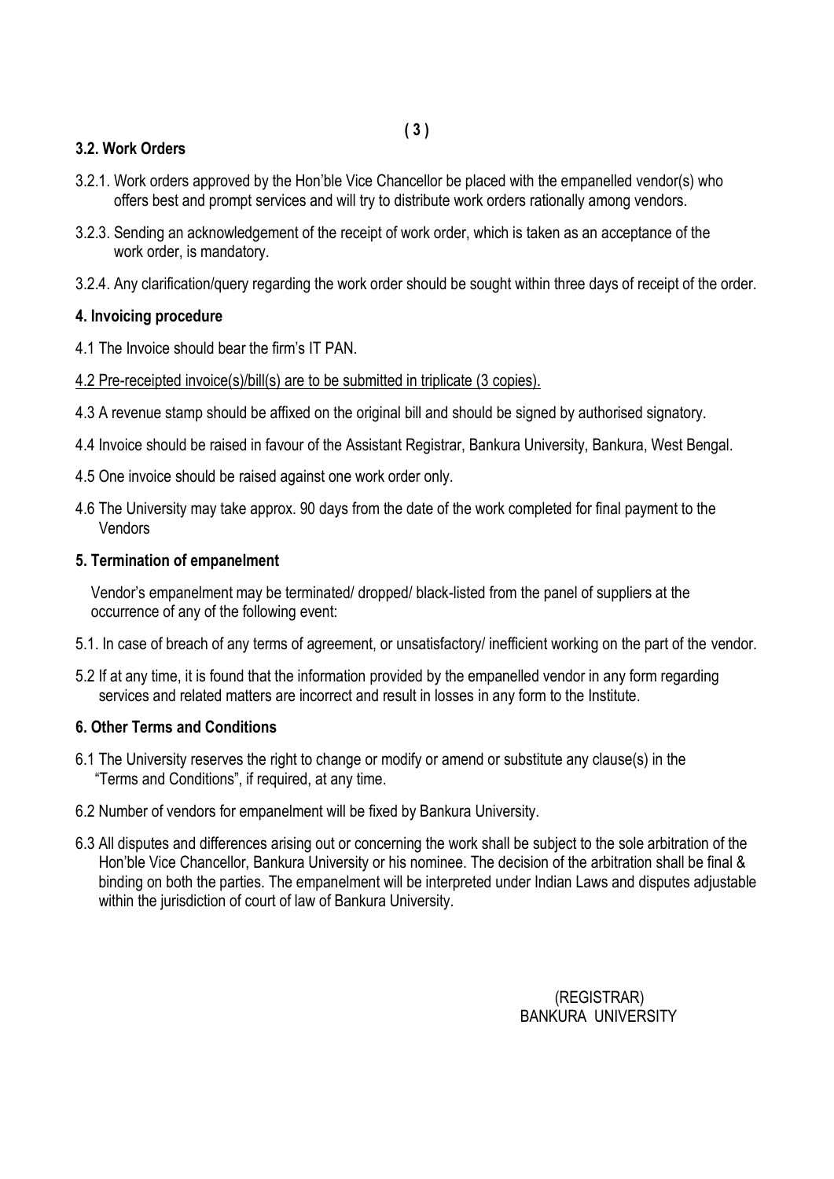### 3.2. Work Orders

3.2.1. Work orders approved by the Hon'ble Vice Chancellor be placed with the empanelled vendor(s) who offers best and prompt services and will try to distribute work orders rationally among vendors.

3.2.3. Sending an acknowledgement of the receipt of work order, which is taken as an acceptance of the work order, is mandatory.

3.2.4. Any clarification/query regarding the work order should be sought within three days of receipt of the order.

### 4. Invoicing procedure

4.1 The Invoice should bear the firm's IT PAN.

<u>4.2 Pre-receipted invoice(s)/bill(s) are to be submitted in triplicate (3 copies).</u>

4.3 A revenue stamp should be affixed on the original bill and should be signed by authorised signatory.

4.4 Invoice should be raised in favour of the Assistant Registrar, Bankura University, Bankura, West Bengal.

4.5 One invoice should be raised against one work order only.

4.6 The University may take approx. 90 days from the date of the work completed for final payment to the Vendors

### 5. Termination of empanelment

Vendor's empanelment may be terminated/ dropped/ black-listed from the panel of suppliers at the occurrence of any of the following event:

5.1. In case of breach of any terms of agreement, or unsatisfactory/ inefficient working on the part of the vendor.

5.2 If at any time, it is found that the information provided by the empanelled vendor in any form regarding services and related matters are incorrect and result in losses in any form to the Institute.

### 6. Other Terms and Conditions

6.1 The University reserves the right to change or modify or amend or substitute any clause(s) in the "Terms and Conditions", if required, at any time.

6.2 Number of vendors for empanelment will be fixed by Bankura University.

6.3 All disputes and differences arising out or concerning the work shall be subject to the sole arbitration of the Hon'ble Vice Chancellor, Bankura University or his nominee. The decision of the arbitration shall be final & binding on both the parties. The empanelment will be interpreted under Indian Laws and disputes adjustable within the jurisdiction of court of law of Bankura University.

(REGISTRAR)
BANKURA UNIVERSITY